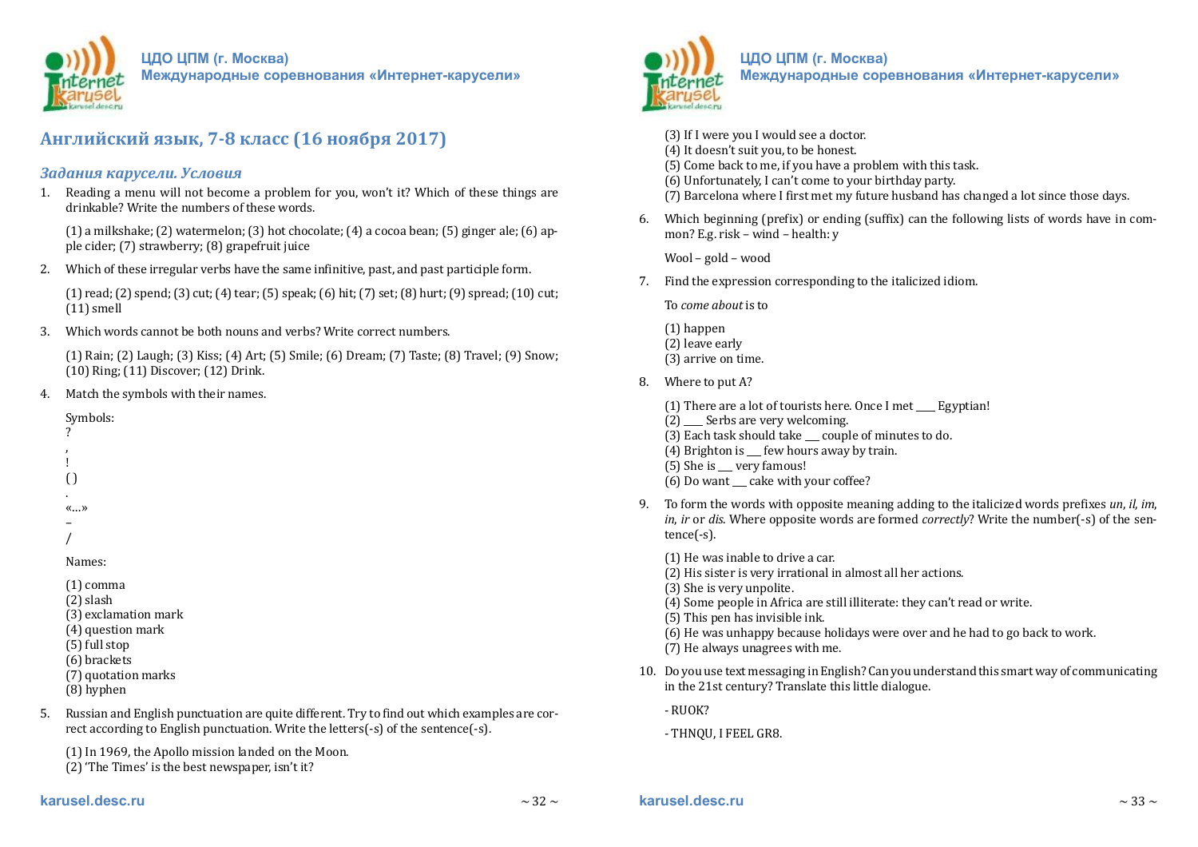## Английский язык, 7-8 класс (16 ноября 2017)

### *Задания карусели. Условия*

1. Reading a menu will not become a problem for you, won't it? Which of these things are drinkable? Write the numbers of these words.

   (1) a milkshake; (2) watermelon; (3) hot chocolate; (4) a cocoa bean; (5) ginger ale; (6) apple cider; (7) strawberry; (8) grapefruit juice

2. Which of these irregular verbs have the same infinitive, past, and past participle form.

   (1) read; (2) spend; (3) cut; (4) tear; (5) speak; (6) hit; (7) set; (8) hurt; (9) spread; (10) cut; (11) smell

3. Which words cannot be both nouns and verbs? Write correct numbers.

   (1) Rain; (2) Laugh; (3) Kiss; (4) Art; (5) Smile; (6) Dream; (7) Taste; (8) Travel; (9) Snow; (10) Ring; (11) Discover; (12) Drink.

4. Match the symbols with their names.

   Symbols:
   ?
   ,
   !
   ( )
   .
   «...»
   –
   /

   Names:

   (1) comma
   (2) slash
   (3) exclamation mark
   (4) question mark
   (5) full stop
   (6) brackets
   (7) quotation marks
   (8) hyphen

5. Russian and English punctuation are quite different. Try to find out which examples are correct according to English punctuation. Write the letters(-s) of the sentence(-s).

   (1) In 1969, the Apollo mission landed on the Moon.
   (2) 'The Times' is the best newspaper, isn't it?
   (3) If I were you I would see a doctor.
   (4) It doesn't suit you, to be honest.
   (5) Come back to me, if you have a problem with this task.
   (6) Unfortunately, I can't come to your birthday party.
   (7) Barcelona where I first met my future husband has changed a lot since those days.

6. Which beginning (prefix) or ending (suffix) can the following lists of words have in common? E.g. risk – wind – health: y

   Wool – gold – wood

7. Find the expression corresponding to the italicized idiom.

   To *come about* is to

   (1) happen
   (2) leave early
   (3) arrive on time.

8. Where to put A?

   (1) There are a lot of tourists here. Once I met ____ Egyptian!
   (2) ____ Serbs are very welcoming.
   (3) Each task should take ___ couple of minutes to do.
   (4) Brighton is ___ few hours away by train.
   (5) She is ___ very famous!
   (6) Do want ___ cake with your coffee?

9. To form the words with opposite meaning adding to the italicized words prefixes *un*, *il*, *im*, *in*, *ir* or *dis*. Where opposite words are formed *correctly*? Write the number(-s) of the sentence(-s).

   (1) He was inable to drive a car.
   (2) His sister is very irrational in almost all her actions.
   (3) She is very unpolite.
   (4) Some people in Africa are still illiterate: they can't read or write.
   (5) This pen has invisible ink.
   (6) He was unhappy because holidays were over and he had to go back to work.
   (7) He always unagrees with me.

10. Do you use text messaging in English? Can you understand this smart way of communicating in the 21st century? Translate this little dialogue.

    - RUOK?

    - THNQU, I FEEL GR8.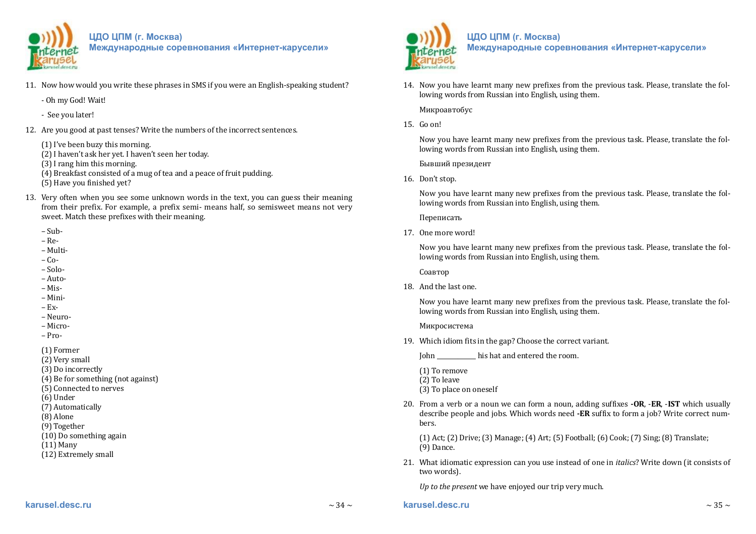11. Now how would you write these phrases in SMS if you were an English-speaking student?

    - Oh my God! Wait!

    - See you later!

12. Are you good at past tenses? Write the numbers of the incorrect sentences.

    (1) I've been buzy this morning.
    (2) I haven't ask her yet. I haven't seen her today.
    (3) I rang him this morning.
    (4) Breakfast consisted of a mug of tea and a peace of fruit pudding.
    (5) Have you finished yet?

13. Very often when you see some unknown words in the text, you can guess their meaning from their prefix. For example, a prefix semi- means half, so semisweet means not very sweet. Match these prefixes with their meaning.

    – Sub-
    – Re-
    – Multi-
    – Co-
    – Solo-
    – Auto-
    – Mis-
    – Mini-
    – Ex-
    – Neuro-
    – Micro-
    – Pro-

    (1) Former
    (2) Very small
    (3) Do incorrectly
    (4) Be for something (not against)
    (5) Connected to nerves
    (6) Under
    (7) Automatically
    (8) Alone
    (9) Together
    (10) Do something again
    (11) Many
    (12) Extremely small

14. Now you have learnt many new prefixes from the previous task. Please, translate the following words from Russian into English, using them.

    Микроавтобус

15. Go on!

    Now you have learnt many new prefixes from the previous task. Please, translate the following words from Russian into English, using them.

    Бывший президент

16. Don't stop.

    Now you have learnt many new prefixes from the previous task. Please, translate the following words from Russian into English, using them.

    Переписать

17. One more word!

    Now you have learnt many new prefixes from the previous task. Please, translate the following words from Russian into English, using them.

    Соавтор

18. And the last one.

    Now you have learnt many new prefixes from the previous task. Please, translate the following words from Russian into English, using them.

    Микросистема

19. Which idiom fits in the gap? Choose the correct variant.

    John ___________ his hat and entered the room.

    (1) To remove
    (2) To leave
    (3) To place on oneself

20. From a verb or a noun we can form a noun, adding suffixes **-OR**, **-ER**, **-IST** which usually describe people and jobs. Which words need **-ER** suffix to form a job? Write correct numbers.

    (1) Act; (2) Drive; (3) Manage; (4) Art; (5) Football; (6) Cook; (7) Sing; (8) Translate; (9) Dance.

21. What idiomatic expression can you use instead of one in *italics*? Write down (it consists of two words).

    *Up to the present* we have enjoyed our trip very much.